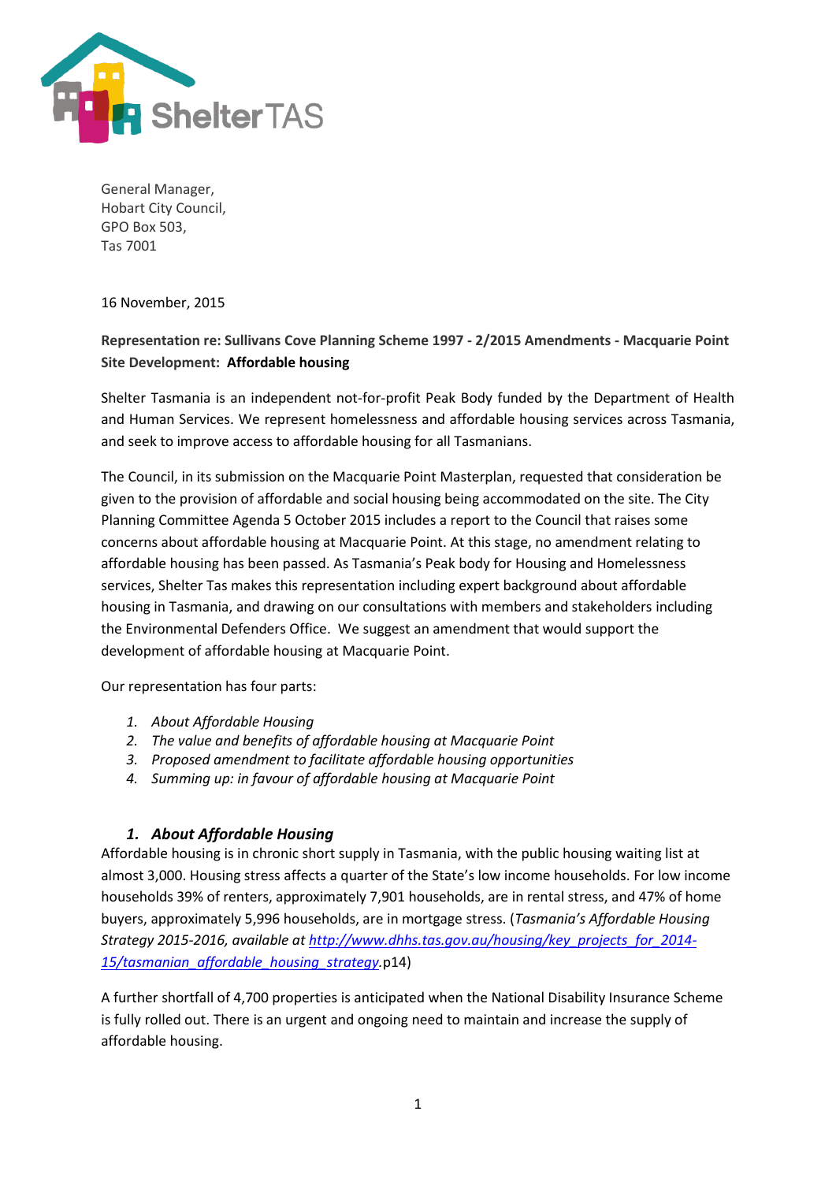ShelterTAS

General Manager,
Hobart City Council,
GPO Box 503,
Tas 7001

16 November, 2015

**Representation re: Sullivans Cove Planning Scheme 1997 - 2/2015 Amendments - Macquarie Point Site Development: Affordable housing**

Shelter Tasmania is an independent not-for-profit Peak Body funded by the Department of Health and Human Services. We represent homelessness and affordable housing services across Tasmania, and seek to improve access to affordable housing for all Tasmanians.

The Council, in its submission on the Macquarie Point Masterplan, requested that consideration be given to the provision of affordable and social housing being accommodated on the site. The City Planning Committee Agenda 5 October 2015 includes a report to the Council that raises some concerns about affordable housing at Macquarie Point. At this stage, no amendment relating to affordable housing has been passed. As Tasmania's Peak body for Housing and Homelessness services, Shelter Tas makes this representation including expert background about affordable housing in Tasmania, and drawing on our consultations with members and stakeholders including the Environmental Defenders Office. We suggest an amendment that would support the development of affordable housing at Macquarie Point.

Our representation has four parts:

1. *About Affordable Housing*
2. *The value and benefits of affordable housing at Macquarie Point*
3. *Proposed amendment to facilitate affordable housing opportunities*
4. *Summing up: in favour of affordable housing at Macquarie Point*

## 1. About Affordable Housing

Affordable housing is in chronic short supply in Tasmania, with the public housing waiting list at almost 3,000. Housing stress affects a quarter of the State's low income households. For low income households 39% of renters, approximately 7,901 households, are in rental stress, and 47% of home buyers, approximately 5,996 households, are in mortgage stress. (*Tasmania's Affordable Housing Strategy 2015-2016, available at* http://www.dhhs.tas.gov.au/housing/key_projects_for_2014-15/tasmanian_affordable_housing_strategy.p14)

A further shortfall of 4,700 properties is anticipated when the National Disability Insurance Scheme is fully rolled out. There is an urgent and ongoing need to maintain and increase the supply of affordable housing.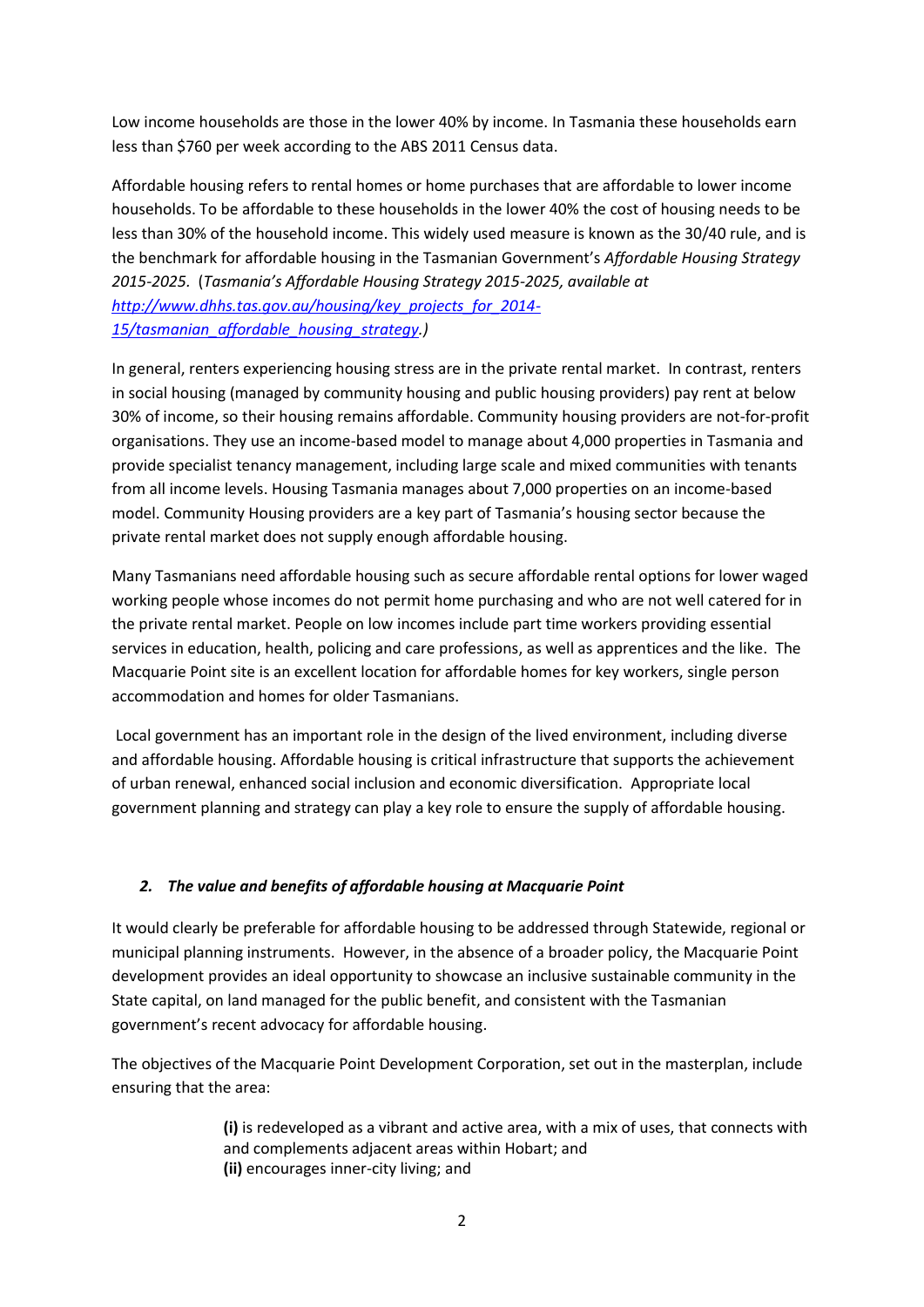Low income households are those in the lower 40% by income. In Tasmania these households earn less than $760 per week according to the ABS 2011 Census data.

Affordable housing refers to rental homes or home purchases that are affordable to lower income households. To be affordable to these households in the lower 40% the cost of housing needs to be less than 30% of the household income. This widely used measure is known as the 30/40 rule, and is the benchmark for affordable housing in the Tasmanian Government's *Affordable Housing Strategy 2015-2025.* (*Tasmania's Affordable Housing Strategy 2015-2025, available at [http://www.dhhs.tas.gov.au/housing/key_projects_for_2014-15/tasmanian_affordable_housing_strategy](http://www.dhhs.tas.gov.au/housing/key_projects_for_2014-15/tasmanian_affordable_housing_strategy).)*

In general, renters experiencing housing stress are in the private rental market. In contrast, renters in social housing (managed by community housing and public housing providers) pay rent at below 30% of income, so their housing remains affordable. Community housing providers are not-for-profit organisations. They use an income-based model to manage about 4,000 properties in Tasmania and provide specialist tenancy management, including large scale and mixed communities with tenants from all income levels. Housing Tasmania manages about 7,000 properties on an income-based model. Community Housing providers are a key part of Tasmania's housing sector because the private rental market does not supply enough affordable housing.

Many Tasmanians need affordable housing such as secure affordable rental options for lower waged working people whose incomes do not permit home purchasing and who are not well catered for in the private rental market. People on low incomes include part time workers providing essential services in education, health, policing and care professions, as well as apprentices and the like. The Macquarie Point site is an excellent location for affordable homes for key workers, single person accommodation and homes for older Tasmanians.

Local government has an important role in the design of the lived environment, including diverse and affordable housing. Affordable housing is critical infrastructure that supports the achievement of urban renewal, enhanced social inclusion and economic diversification. Appropriate local government planning and strategy can play a key role to ensure the supply of affordable housing.

## *2. The value and benefits of affordable housing at Macquarie Point*

It would clearly be preferable for affordable housing to be addressed through Statewide, regional or municipal planning instruments. However, in the absence of a broader policy, the Macquarie Point development provides an ideal opportunity to showcase an inclusive sustainable community in the State capital, on land managed for the public benefit, and consistent with the Tasmanian government's recent advocacy for affordable housing.

The objectives of the Macquarie Point Development Corporation, set out in the masterplan, include ensuring that the area:

> **(i)** is redeveloped as a vibrant and active area, with a mix of uses, that connects with and complements adjacent areas within Hobart; and
> **(ii)** encourages inner-city living; and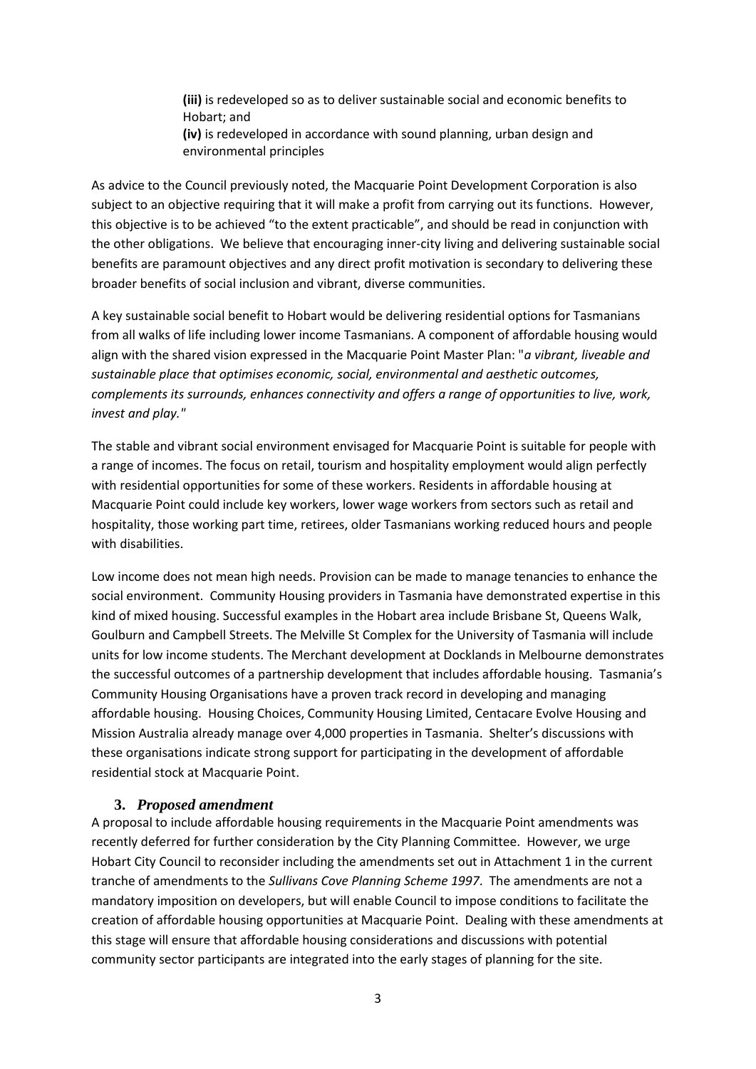> **(iii)** is redeveloped so as to deliver sustainable social and economic benefits to Hobart; and
> **(iv)** is redeveloped in accordance with sound planning, urban design and environmental principles

As advice to the Council previously noted, the Macquarie Point Development Corporation is also subject to an objective requiring that it will make a profit from carrying out its functions. However, this objective is to be achieved "to the extent practicable", and should be read in conjunction with the other obligations. We believe that encouraging inner-city living and delivering sustainable social benefits are paramount objectives and any direct profit motivation is secondary to delivering these broader benefits of social inclusion and vibrant, diverse communities.

A key sustainable social benefit to Hobart would be delivering residential options for Tasmanians from all walks of life including lower income Tasmanians. A component of affordable housing would align with the shared vision expressed in the Macquarie Point Master Plan: "*a vibrant, liveable and sustainable place that optimises economic, social, environmental and aesthetic outcomes, complements its surrounds, enhances connectivity and offers a range of opportunities to live, work, invest and play.*"

The stable and vibrant social environment envisaged for Macquarie Point is suitable for people with a range of incomes. The focus on retail, tourism and hospitality employment would align perfectly with residential opportunities for some of these workers. Residents in affordable housing at Macquarie Point could include key workers, lower wage workers from sectors such as retail and hospitality, those working part time, retirees, older Tasmanians working reduced hours and people with disabilities.

Low income does not mean high needs. Provision can be made to manage tenancies to enhance the social environment. Community Housing providers in Tasmania have demonstrated expertise in this kind of mixed housing. Successful examples in the Hobart area include Brisbane St, Queens Walk, Goulburn and Campbell Streets. The Melville St Complex for the University of Tasmania will include units for low income students. The Merchant development at Docklands in Melbourne demonstrates the successful outcomes of a partnership development that includes affordable housing. Tasmania's Community Housing Organisations have a proven track record in developing and managing affordable housing. Housing Choices, Community Housing Limited, Centacare Evolve Housing and Mission Australia already manage over 4,000 properties in Tasmania. Shelter's discussions with these organisations indicate strong support for participating in the development of affordable residential stock at Macquarie Point.

### 3. *Proposed amendment*

A proposal to include affordable housing requirements in the Macquarie Point amendments was recently deferred for further consideration by the City Planning Committee. However, we urge Hobart City Council to reconsider including the amendments set out in Attachment 1 in the current tranche of amendments to the *Sullivans Cove Planning Scheme 1997*. The amendments are not a mandatory imposition on developers, but will enable Council to impose conditions to facilitate the creation of affordable housing opportunities at Macquarie Point. Dealing with these amendments at this stage will ensure that affordable housing considerations and discussions with potential community sector participants are integrated into the early stages of planning for the site.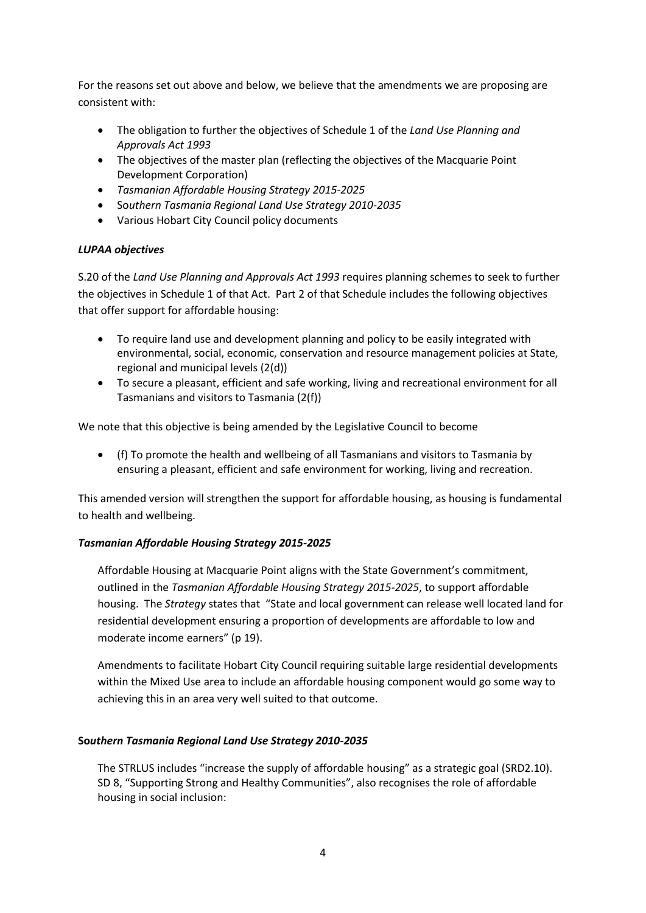For the reasons set out above and below, we believe that the amendments we are proposing are consistent with:

- The obligation to further the objectives of Schedule 1 of the *Land Use Planning and Approvals Act 1993*
- The objectives of the master plan (reflecting the objectives of the Macquarie Point Development Corporation)
- *Tasmanian Affordable Housing Strategy 2015-2025*
- S*outhern Tasmania Regional Land Use Strategy 2010-2035*
- Various Hobart City Council policy documents

***LUPAA objectives***

S.20 of the *Land Use Planning and Approvals Act 1993* requires planning schemes to seek to further the objectives in Schedule 1 of that Act. Part 2 of that Schedule includes the following objectives that offer support for affordable housing:

- To require land use and development planning and policy to be easily integrated with environmental, social, economic, conservation and resource management policies at State, regional and municipal levels (2(d))
- To secure a pleasant, efficient and safe working, living and recreational environment for all Tasmanians and visitors to Tasmania (2(f))

We note that this objective is being amended by the Legislative Council to become

- (f) To promote the health and wellbeing of all Tasmanians and visitors to Tasmania by ensuring a pleasant, efficient and safe environment for working, living and recreation.

This amended version will strengthen the support for affordable housing, as housing is fundamental to health and wellbeing.

***Tasmanian Affordable Housing Strategy 2015-2025***

Affordable Housing at Macquarie Point aligns with the State Government's commitment, outlined in the *Tasmanian Affordable Housing Strategy 2015-2025*, to support affordable housing. The *Strategy* states that "State and local government can release well located land for residential development ensuring a proportion of developments are affordable to low and moderate income earners" (p 19).

Amendments to facilitate Hobart City Council requiring suitable large residential developments within the Mixed Use area to include an affordable housing component would go some way to achieving this in an area very well suited to that outcome.

**S*outhern Tasmania Regional Land Use Strategy 2010-2035***

The STRLUS includes "increase the supply of affordable housing" as a strategic goal (SRD2.10). SD 8, "Supporting Strong and Healthy Communities", also recognises the role of affordable housing in social inclusion: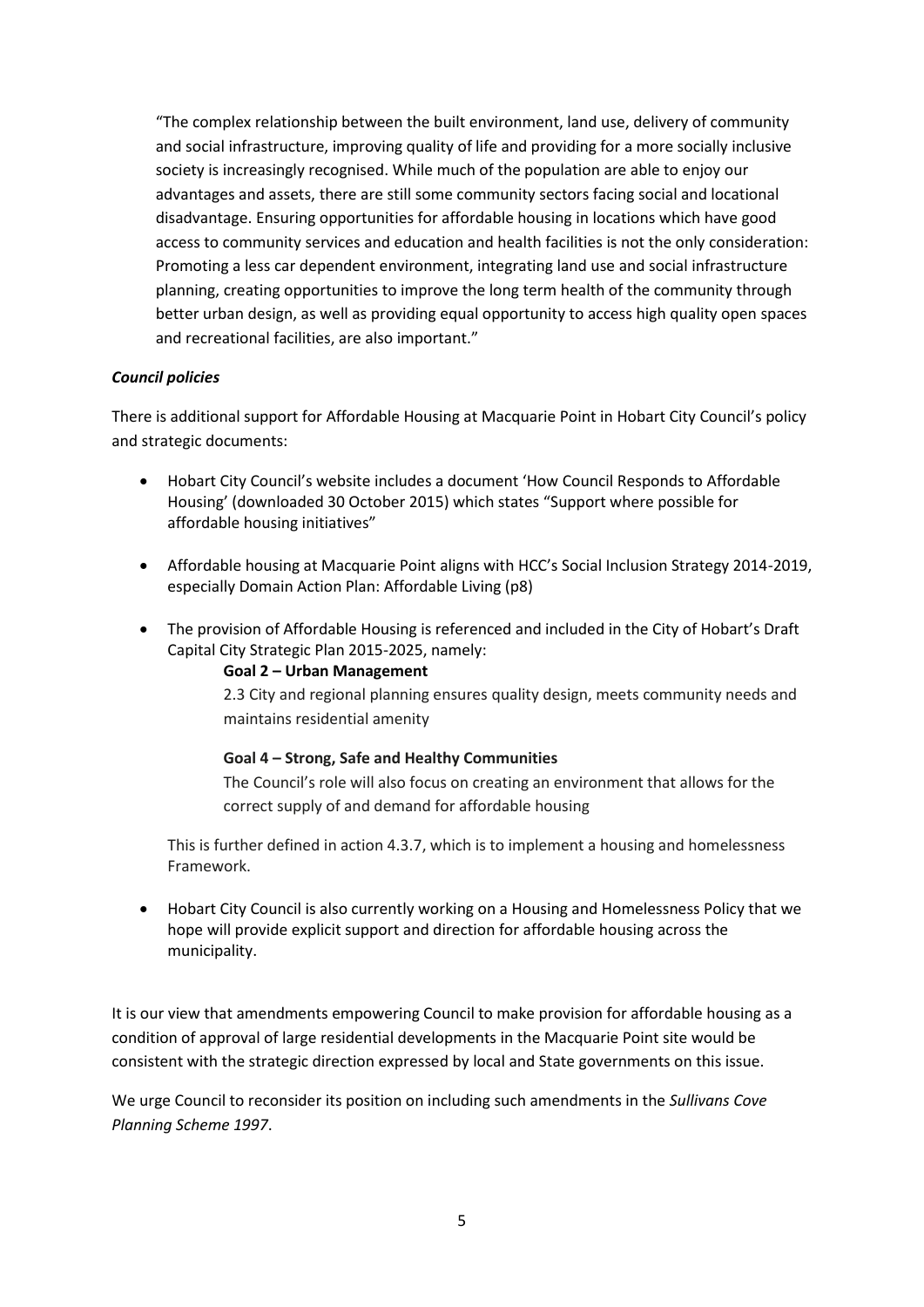> "The complex relationship between the built environment, land use, delivery of community and social infrastructure, improving quality of life and providing for a more socially inclusive society is increasingly recognised. While much of the population are able to enjoy our advantages and assets, there are still some community sectors facing social and locational disadvantage. Ensuring opportunities for affordable housing in locations which have good access to community services and education and health facilities is not the only consideration: Promoting a less car dependent environment, integrating land use and social infrastructure planning, creating opportunities to improve the long term health of the community through better urban design, as well as providing equal opportunity to access high quality open spaces and recreational facilities, are also important."

***Council policies***

There is additional support for Affordable Housing at Macquarie Point in Hobart City Council's policy and strategic documents:

- Hobart City Council's website includes a document 'How Council Responds to Affordable Housing' (downloaded 30 October 2015) which states "Support where possible for affordable housing initiatives"

- Affordable housing at Macquarie Point aligns with HCC's Social Inclusion Strategy 2014-2019, especially Domain Action Plan: Affordable Living (p8)

- The provision of Affordable Housing is referenced and included in the City of Hobart's Draft Capital City Strategic Plan 2015-2025, namely:

  **Goal 2 – Urban Management**

  2.3 City and regional planning ensures quality design, meets community needs and maintains residential amenity

  **Goal 4 – Strong, Safe and Healthy Communities**

  The Council's role will also focus on creating an environment that allows for the correct supply of and demand for affordable housing

  This is further defined in action 4.3.7, which is to implement a housing and homelessness Framework.

- Hobart City Council is also currently working on a Housing and Homelessness Policy that we hope will provide explicit support and direction for affordable housing across the municipality.

It is our view that amendments empowering Council to make provision for affordable housing as a condition of approval of large residential developments in the Macquarie Point site would be consistent with the strategic direction expressed by local and State governments on this issue.

We urge Council to reconsider its position on including such amendments in the *Sullivans Cove Planning Scheme 1997*.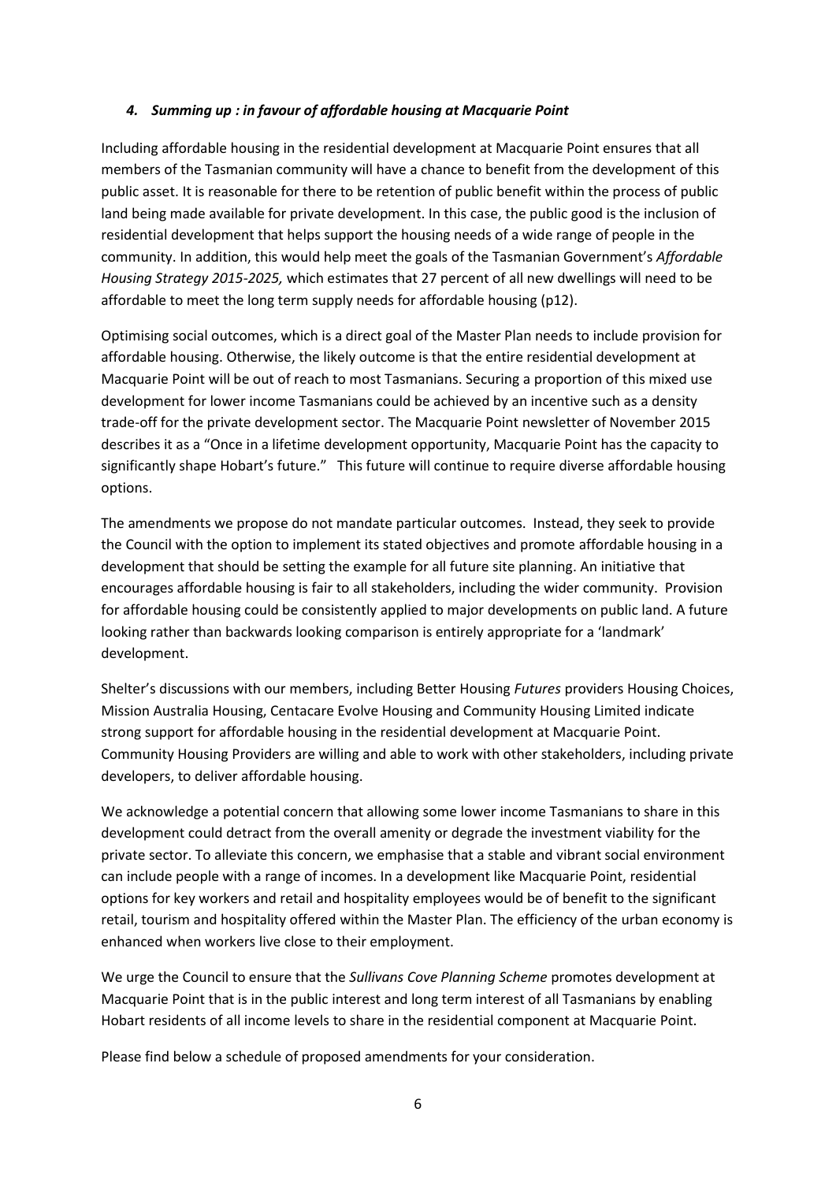### *4. Summing up : in favour of affordable housing at Macquarie Point*

Including affordable housing in the residential development at Macquarie Point ensures that all members of the Tasmanian community will have a chance to benefit from the development of this public asset. It is reasonable for there to be retention of public benefit within the process of public land being made available for private development. In this case, the public good is the inclusion of residential development that helps support the housing needs of a wide range of people in the community. In addition, this would help meet the goals of the Tasmanian Government's *Affordable Housing Strategy 2015-2025,* which estimates that 27 percent of all new dwellings will need to be affordable to meet the long term supply needs for affordable housing (p12).

Optimising social outcomes, which is a direct goal of the Master Plan needs to include provision for affordable housing. Otherwise, the likely outcome is that the entire residential development at Macquarie Point will be out of reach to most Tasmanians. Securing a proportion of this mixed use development for lower income Tasmanians could be achieved by an incentive such as a density trade-off for the private development sector. The Macquarie Point newsletter of November 2015 describes it as a "Once in a lifetime development opportunity, Macquarie Point has the capacity to significantly shape Hobart's future." This future will continue to require diverse affordable housing options.

The amendments we propose do not mandate particular outcomes. Instead, they seek to provide the Council with the option to implement its stated objectives and promote affordable housing in a development that should be setting the example for all future site planning. An initiative that encourages affordable housing is fair to all stakeholders, including the wider community. Provision for affordable housing could be consistently applied to major developments on public land. A future looking rather than backwards looking comparison is entirely appropriate for a 'landmark' development.

Shelter's discussions with our members, including Better Housing *Futures* providers Housing Choices, Mission Australia Housing, Centacare Evolve Housing and Community Housing Limited indicate strong support for affordable housing in the residential development at Macquarie Point. Community Housing Providers are willing and able to work with other stakeholders, including private developers, to deliver affordable housing.

We acknowledge a potential concern that allowing some lower income Tasmanians to share in this development could detract from the overall amenity or degrade the investment viability for the private sector. To alleviate this concern, we emphasise that a stable and vibrant social environment can include people with a range of incomes. In a development like Macquarie Point, residential options for key workers and retail and hospitality employees would be of benefit to the significant retail, tourism and hospitality offered within the Master Plan. The efficiency of the urban economy is enhanced when workers live close to their employment.

We urge the Council to ensure that the *Sullivans Cove Planning Scheme* promotes development at Macquarie Point that is in the public interest and long term interest of all Tasmanians by enabling Hobart residents of all income levels to share in the residential component at Macquarie Point.

Please find below a schedule of proposed amendments for your consideration.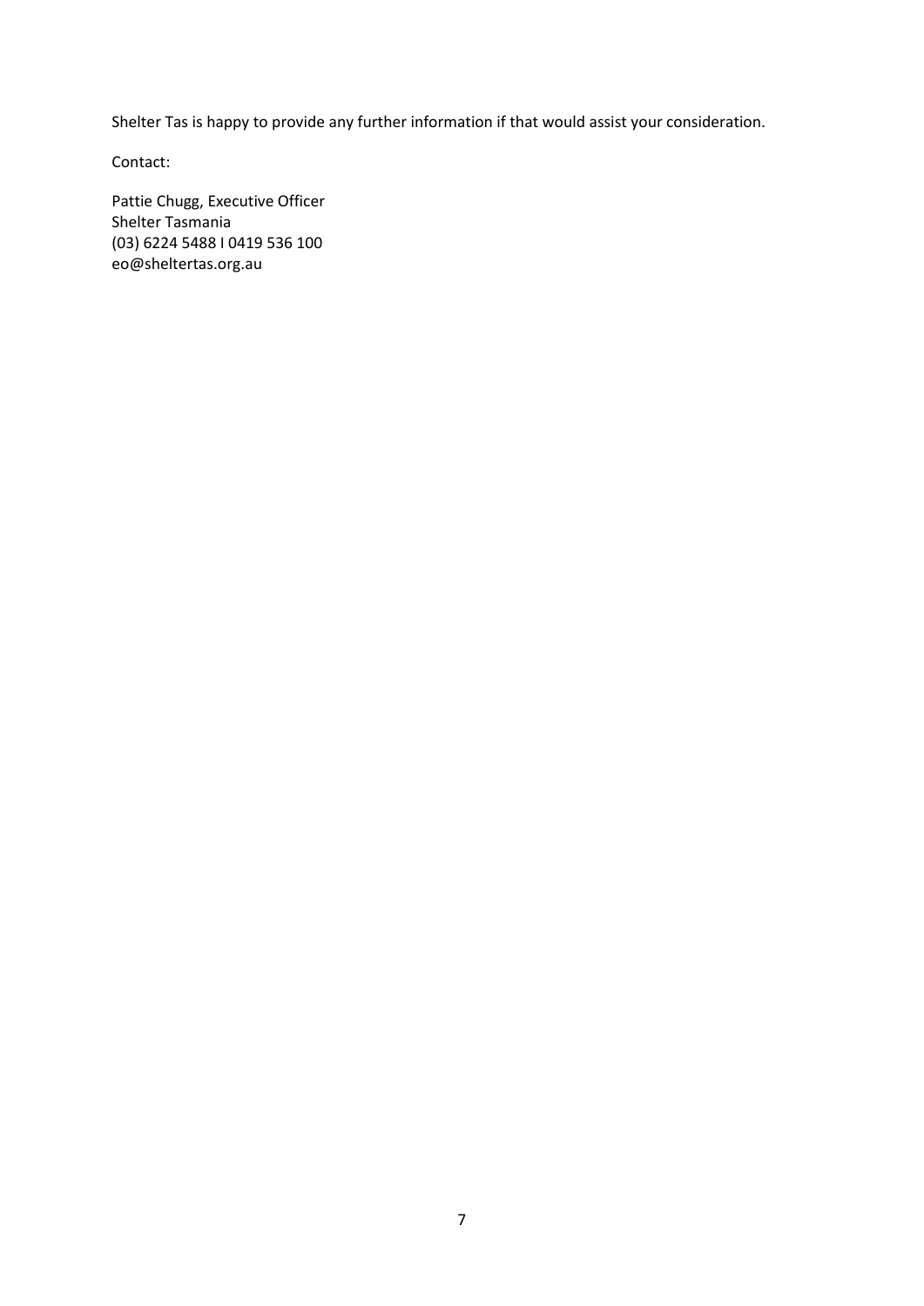Shelter Tas is happy to provide any further information if that would assist your consideration.

Contact:

Pattie Chugg, Executive Officer
Shelter Tasmania
(03) 6224 5488 I 0419 536 100
eo@sheltertas.org.au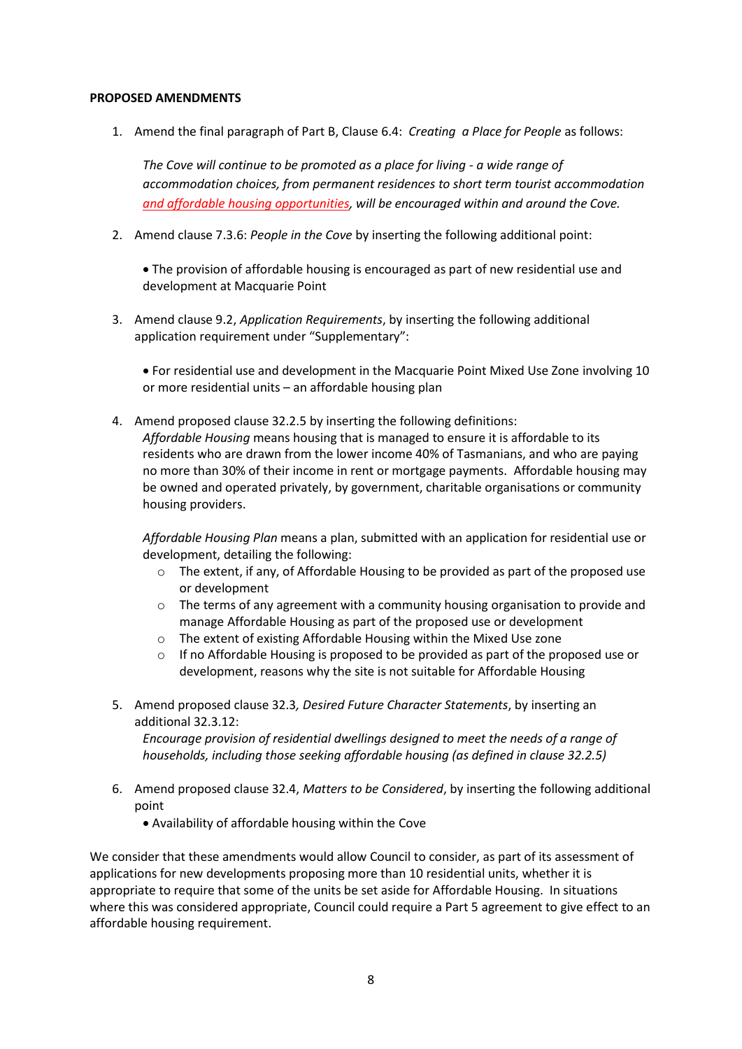**PROPOSED AMENDMENTS**

1. Amend the final paragraph of Part B, Clause 6.4: *Creating a Place for People* as follows:

   *The Cove will continue to be promoted as a place for living - a wide range of accommodation choices, from permanent residences to short term tourist accommodation <u>and affordable housing opportunities</u>, will be encouraged within and around the Cove.*

2. Amend clause 7.3.6: *People in the Cove* by inserting the following additional point:

   - The provision of affordable housing is encouraged as part of new residential use and development at Macquarie Point

3. Amend clause 9.2, *Application Requirements*, by inserting the following additional application requirement under "Supplementary":

   - For residential use and development in the Macquarie Point Mixed Use Zone involving 10 or more residential units – an affordable housing plan

4. Amend proposed clause 32.2.5 by inserting the following definitions:
   *Affordable Housing* means housing that is managed to ensure it is affordable to its residents who are drawn from the lower income 40% of Tasmanians, and who are paying no more than 30% of their income in rent or mortgage payments. Affordable housing may be owned and operated privately, by government, charitable organisations or community housing providers.

   *Affordable Housing Plan* means a plan, submitted with an application for residential use or development, detailing the following:
   - The extent, if any, of Affordable Housing to be provided as part of the proposed use or development
   - The terms of any agreement with a community housing organisation to provide and manage Affordable Housing as part of the proposed use or development
   - The extent of existing Affordable Housing within the Mixed Use zone
   - If no Affordable Housing is proposed to be provided as part of the proposed use or development, reasons why the site is not suitable for Affordable Housing

5. Amend proposed clause 32.3*, Desired Future Character Statements*, by inserting an additional 32.3.12:
   *Encourage provision of residential dwellings designed to meet the needs of a range of households, including those seeking affordable housing (as defined in clause 32.2.5)*

6. Amend proposed clause 32.4, *Matters to be Considered*, by inserting the following additional point
   - Availability of affordable housing within the Cove

We consider that these amendments would allow Council to consider, as part of its assessment of applications for new developments proposing more than 10 residential units, whether it is appropriate to require that some of the units be set aside for Affordable Housing. In situations where this was considered appropriate, Council could require a Part 5 agreement to give effect to an affordable housing requirement.